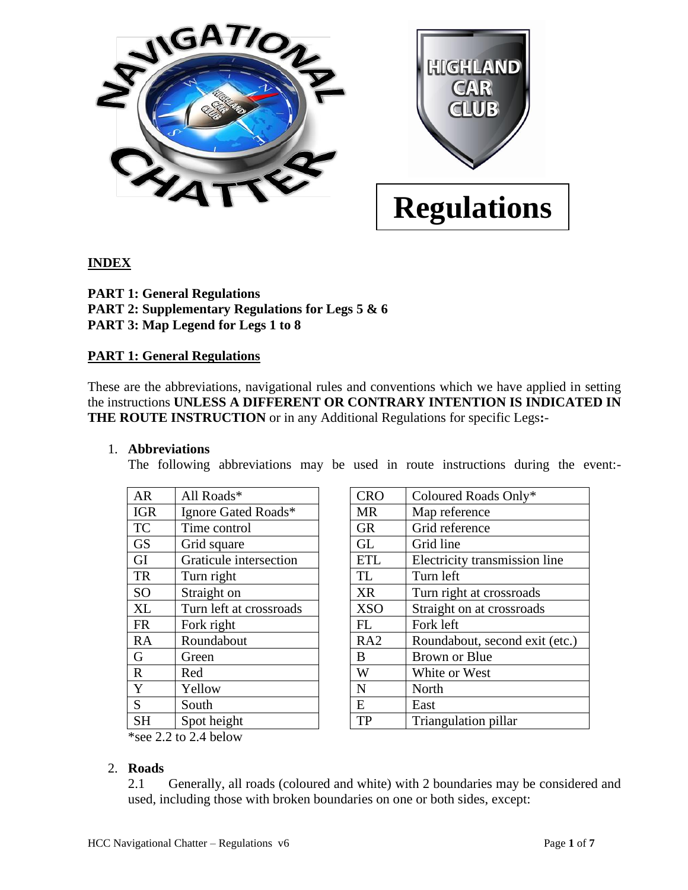# Regulations

**INDEX**

**PART 1: General Regulations**
**PART 2: Supplementary Regulations for Legs 5 & 6**
**PART 3: Map Legend for Legs 1 to 8**

## PART 1: General Regulations

These are the abbreviations, navigational rules and conventions which we have applied in setting the instructions **UNLESS A DIFFERENT OR CONTRARY INTENTION IS INDICATED IN THE ROUTE INSTRUCTION** or in any Additional Regulations for specific Legs**:-**

1. **Abbreviations**
   The following abbreviations may be used in route instructions during the event:-

| | |
|---|---|
| AR | All Roads* |
| IGR | Ignore Gated Roads* |
| TC | Time control |
| GS | Grid square |
| GI | Graticule intersection |
| TR | Turn right |
| SO | Straight on |
| XL | Turn left at crossroads |
| FR | Fork right |
| RA | Roundabout |
| G | Green |
| R | Red |
| Y | Yellow |
| S | South |
| SH | Spot height |

*see 2.2 to 2.4 below

| | |
|---|---|
| CRO | Coloured Roads Only* |
| MR | Map reference |
| GR | Grid reference |
| GL | Grid line |
| ETL | Electricity transmission line |
| TL | Turn left |
| XR | Turn right at crossroads |
| XSO | Straight on at crossroads |
| FL | Fork left |
| RA2 | Roundabout, second exit (etc.) |
| B | Brown or Blue |
| W | White or West |
| N | North |
| E | East |
| TP | Triangulation pillar |

2. **Roads**
   2.1 Generally, all roads (coloured and white) with 2 boundaries may be considered and used, including those with broken boundaries on one or both sides, except: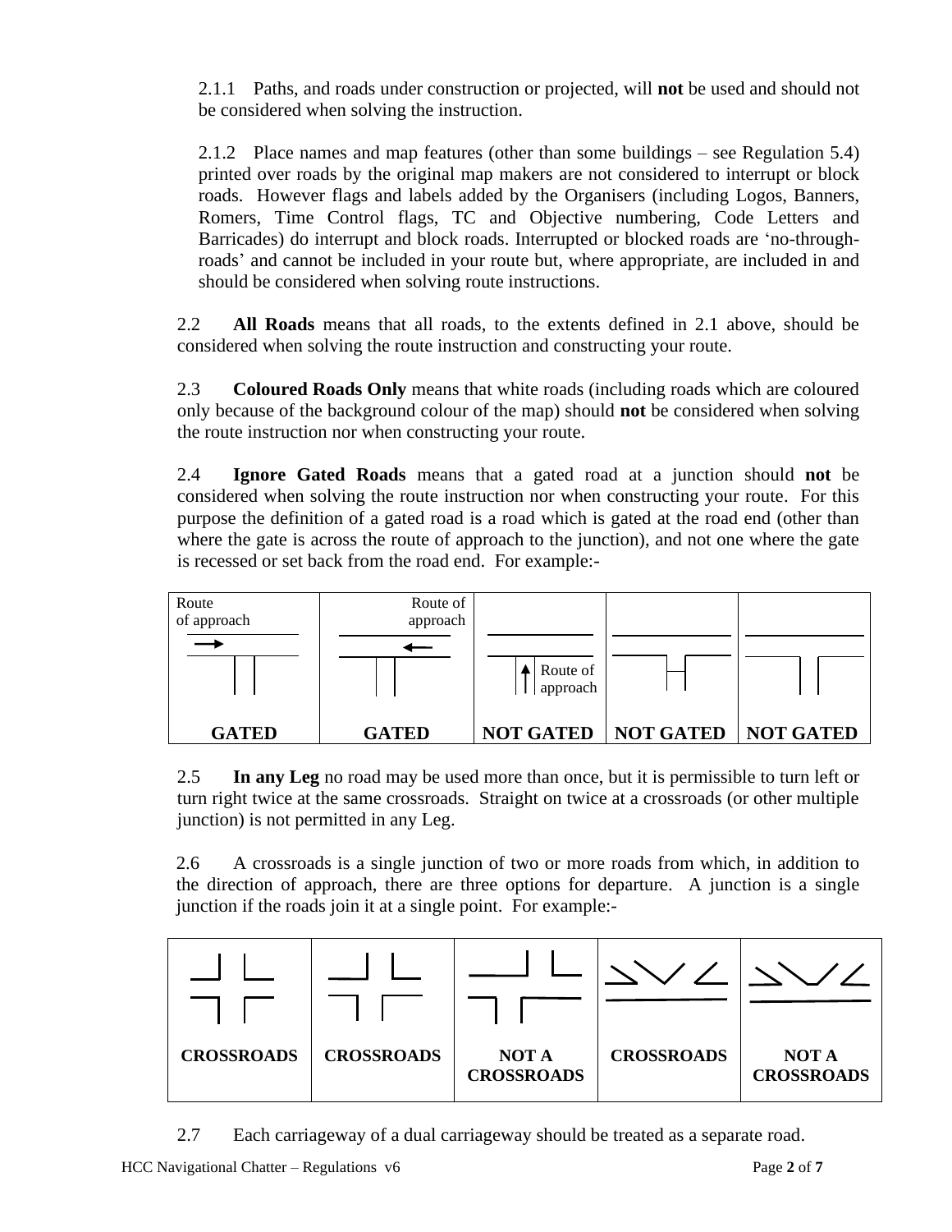2.1.1 Paths, and roads under construction or projected, will **not** be used and should not be considered when solving the instruction.

2.1.2 Place names and map features (other than some buildings – see Regulation 5.4) printed over roads by the original map makers are not considered to interrupt or block roads. However flags and labels added by the Organisers (including Logos, Banners, Romers, Time Control flags, TC and Objective numbering, Code Letters and Barricades) do interrupt and block roads. Interrupted or blocked roads are 'no-through-roads' and cannot be included in your route but, where appropriate, are included in and should be considered when solving route instructions.

2.2 **All Roads** means that all roads, to the extents defined in 2.1 above, should be considered when solving the route instruction and constructing your route.

2.3 **Coloured Roads Only** means that white roads (including roads which are coloured only because of the background colour of the map) should **not** be considered when solving the route instruction nor when constructing your route.

2.4 **Ignore Gated Roads** means that a gated road at a junction should **not** be considered when solving the route instruction nor when constructing your route. For this purpose the definition of a gated road is a road which is gated at the road end (other than where the gate is across the route of approach to the junction), and not one where the gate is recessed or set back from the road end. For example:-

| Route of approach | Route of approach | Route of approach | | |
|---|---|---|---|---|
| **GATED** | **GATED** | **NOT GATED** | **NOT GATED** | **NOT GATED** |

2.5 **In any Leg** no road may be used more than once, but it is permissible to turn left or turn right twice at the same crossroads. Straight on twice at a crossroads (or other multiple junction) is not permitted in any Leg.

2.6 A crossroads is a single junction of two or more roads from which, in addition to the direction of approach, there are three options for departure. A junction is a single junction if the roads join it at a single point. For example:-

| | | | | |
|---|---|---|---|---|
| **CROSSROADS** | **CROSSROADS** | **NOT A CROSSROADS** | **CROSSROADS** | **NOT A CROSSROADS** |

2.7 Each carriageway of a dual carriageway should be treated as a separate road.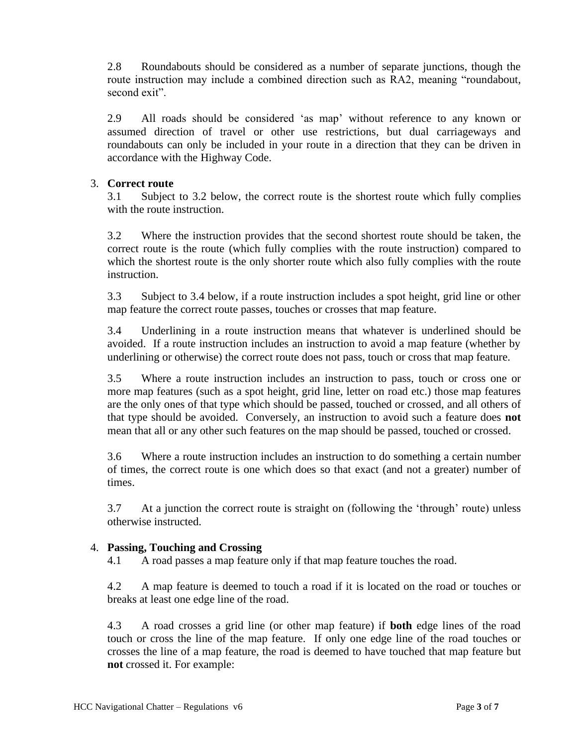2.8 Roundabouts should be considered as a number of separate junctions, though the route instruction may include a combined direction such as RA2, meaning "roundabout, second exit".

2.9 All roads should be considered 'as map' without reference to any known or assumed direction of travel or other use restrictions, but dual carriageways and roundabouts can only be included in your route in a direction that they can be driven in accordance with the Highway Code.

3. **Correct route**

3.1 Subject to 3.2 below, the correct route is the shortest route which fully complies with the route instruction.

3.2 Where the instruction provides that the second shortest route should be taken, the correct route is the route (which fully complies with the route instruction) compared to which the shortest route is the only shorter route which also fully complies with the route instruction.

3.3 Subject to 3.4 below, if a route instruction includes a spot height, grid line or other map feature the correct route passes, touches or crosses that map feature.

3.4 Underlining in a route instruction means that whatever is underlined should be avoided. If a route instruction includes an instruction to avoid a map feature (whether by underlining or otherwise) the correct route does not pass, touch or cross that map feature.

3.5 Where a route instruction includes an instruction to pass, touch or cross one or more map features (such as a spot height, grid line, letter on road etc.) those map features are the only ones of that type which should be passed, touched or crossed, and all others of that type should be avoided. Conversely, an instruction to avoid such a feature does **not** mean that all or any other such features on the map should be passed, touched or crossed.

3.6 Where a route instruction includes an instruction to do something a certain number of times, the correct route is one which does so that exact (and not a greater) number of times.

3.7 At a junction the correct route is straight on (following the 'through' route) unless otherwise instructed.

4. **Passing, Touching and Crossing**

4.1 A road passes a map feature only if that map feature touches the road.

4.2 A map feature is deemed to touch a road if it is located on the road or touches or breaks at least one edge line of the road.

4.3 A road crosses a grid line (or other map feature) if **both** edge lines of the road touch or cross the line of the map feature. If only one edge line of the road touches or crosses the line of a map feature, the road is deemed to have touched that map feature but **not** crossed it. For example: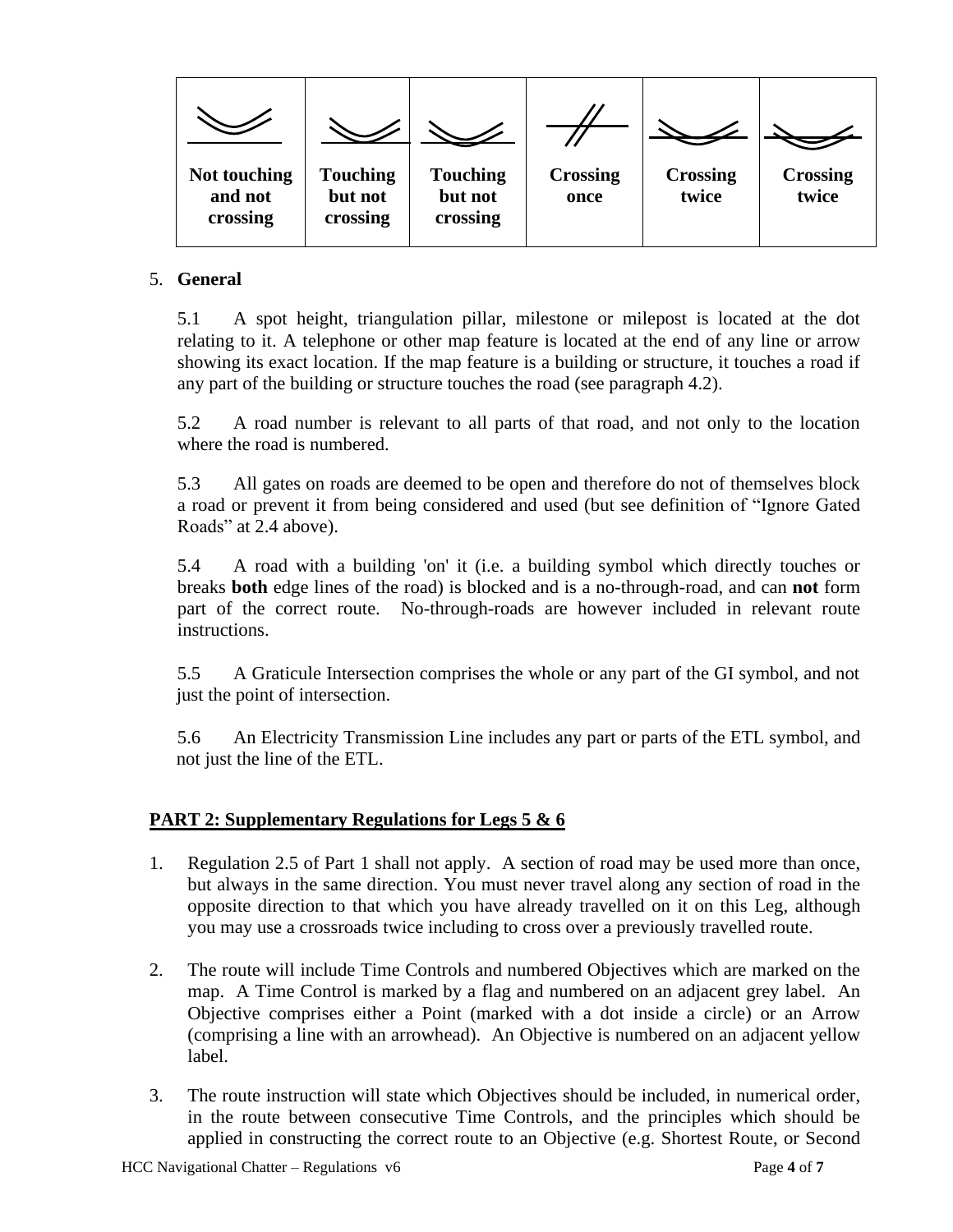| Not touching and not crossing | Touching but not crossing | Touching but not crossing | Crossing once | Crossing twice | Crossing twice |
|---|---|---|---|---|---|

5. **General**

5.1 A spot height, triangulation pillar, milestone or milepost is located at the dot relating to it. A telephone or other map feature is located at the end of any line or arrow showing its exact location. If the map feature is a building or structure, it touches a road if any part of the building or structure touches the road (see paragraph 4.2).

5.2 A road number is relevant to all parts of that road, and not only to the location where the road is numbered.

5.3 All gates on roads are deemed to be open and therefore do not of themselves block a road or prevent it from being considered and used (but see definition of "Ignore Gated Roads" at 2.4 above).

5.4 A road with a building 'on' it (i.e. a building symbol which directly touches or breaks **both** edge lines of the road) is blocked and is a no-through-road, and can **not** form part of the correct route. No-through-roads are however included in relevant route instructions.

5.5 A Graticule Intersection comprises the whole or any part of the GI symbol, and not just the point of intersection.

5.6 An Electricity Transmission Line includes any part or parts of the ETL symbol, and not just the line of the ETL.

## PART 2: Supplementary Regulations for Legs 5 & 6

1. Regulation 2.5 of Part 1 shall not apply. A section of road may be used more than once, but always in the same direction. You must never travel along any section of road in the opposite direction to that which you have already travelled on it on this Leg, although you may use a crossroads twice including to cross over a previously travelled route.

2. The route will include Time Controls and numbered Objectives which are marked on the map. A Time Control is marked by a flag and numbered on an adjacent grey label. An Objective comprises either a Point (marked with a dot inside a circle) or an Arrow (comprising a line with an arrowhead). An Objective is numbered on an adjacent yellow label.

3. The route instruction will state which Objectives should be included, in numerical order, in the route between consecutive Time Controls, and the principles which should be applied in constructing the correct route to an Objective (e.g. Shortest Route, or Second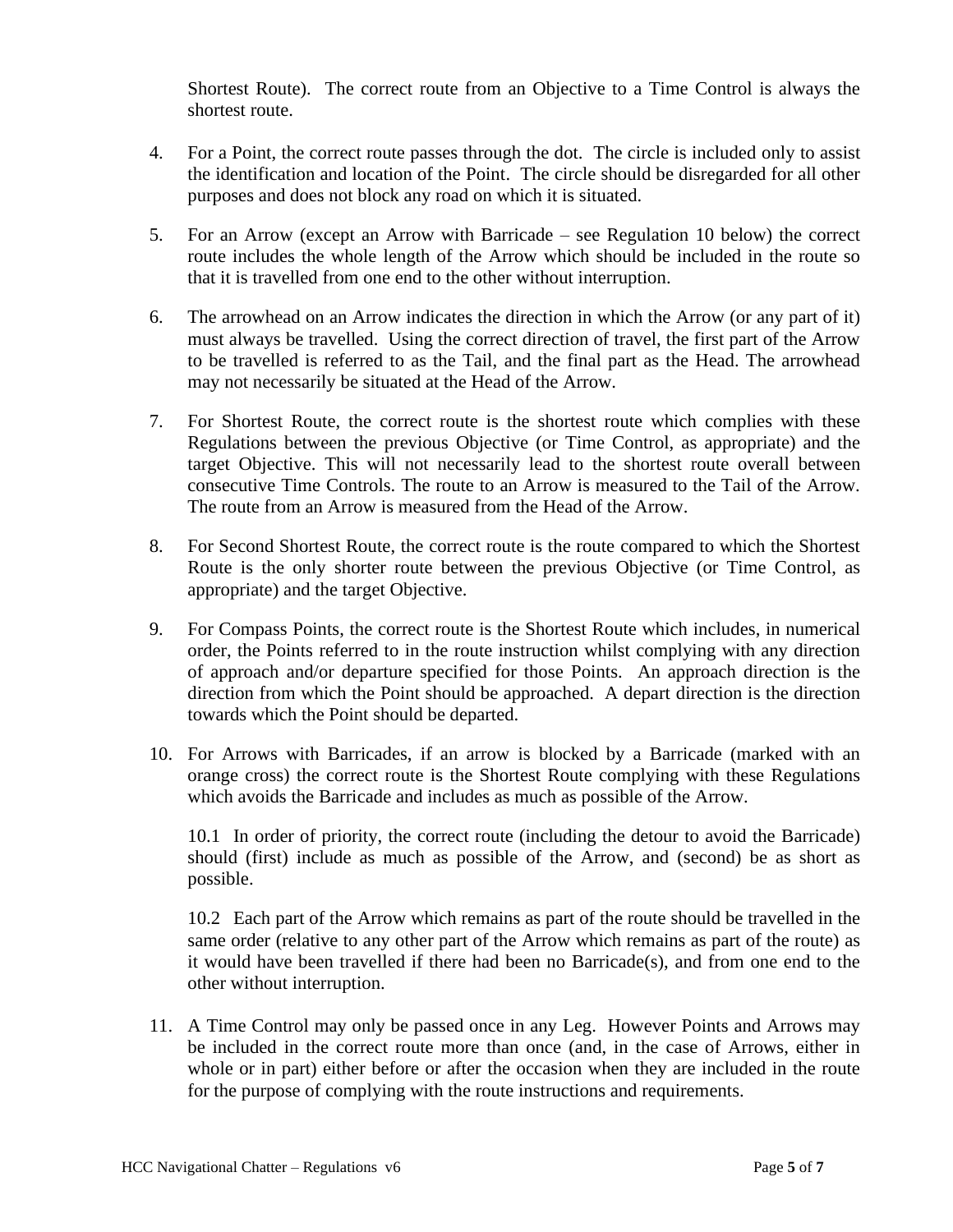Shortest Route). The correct route from an Objective to a Time Control is always the shortest route.

4. For a Point, the correct route passes through the dot. The circle is included only to assist the identification and location of the Point. The circle should be disregarded for all other purposes and does not block any road on which it is situated.

5. For an Arrow (except an Arrow with Barricade – see Regulation 10 below) the correct route includes the whole length of the Arrow which should be included in the route so that it is travelled from one end to the other without interruption.

6. The arrowhead on an Arrow indicates the direction in which the Arrow (or any part of it) must always be travelled. Using the correct direction of travel, the first part of the Arrow to be travelled is referred to as the Tail, and the final part as the Head. The arrowhead may not necessarily be situated at the Head of the Arrow.

7. For Shortest Route, the correct route is the shortest route which complies with these Regulations between the previous Objective (or Time Control, as appropriate) and the target Objective. This will not necessarily lead to the shortest route overall between consecutive Time Controls. The route to an Arrow is measured to the Tail of the Arrow. The route from an Arrow is measured from the Head of the Arrow.

8. For Second Shortest Route, the correct route is the route compared to which the Shortest Route is the only shorter route between the previous Objective (or Time Control, as appropriate) and the target Objective.

9. For Compass Points, the correct route is the Shortest Route which includes, in numerical order, the Points referred to in the route instruction whilst complying with any direction of approach and/or departure specified for those Points. An approach direction is the direction from which the Point should be approached. A depart direction is the direction towards which the Point should be departed.

10. For Arrows with Barricades, if an arrow is blocked by a Barricade (marked with an orange cross) the correct route is the Shortest Route complying with these Regulations which avoids the Barricade and includes as much as possible of the Arrow.

    10.1 In order of priority, the correct route (including the detour to avoid the Barricade) should (first) include as much as possible of the Arrow, and (second) be as short as possible.

    10.2 Each part of the Arrow which remains as part of the route should be travelled in the same order (relative to any other part of the Arrow which remains as part of the route) as it would have been travelled if there had been no Barricade(s), and from one end to the other without interruption.

11. A Time Control may only be passed once in any Leg. However Points and Arrows may be included in the correct route more than once (and, in the case of Arrows, either in whole or in part) either before or after the occasion when they are included in the route for the purpose of complying with the route instructions and requirements.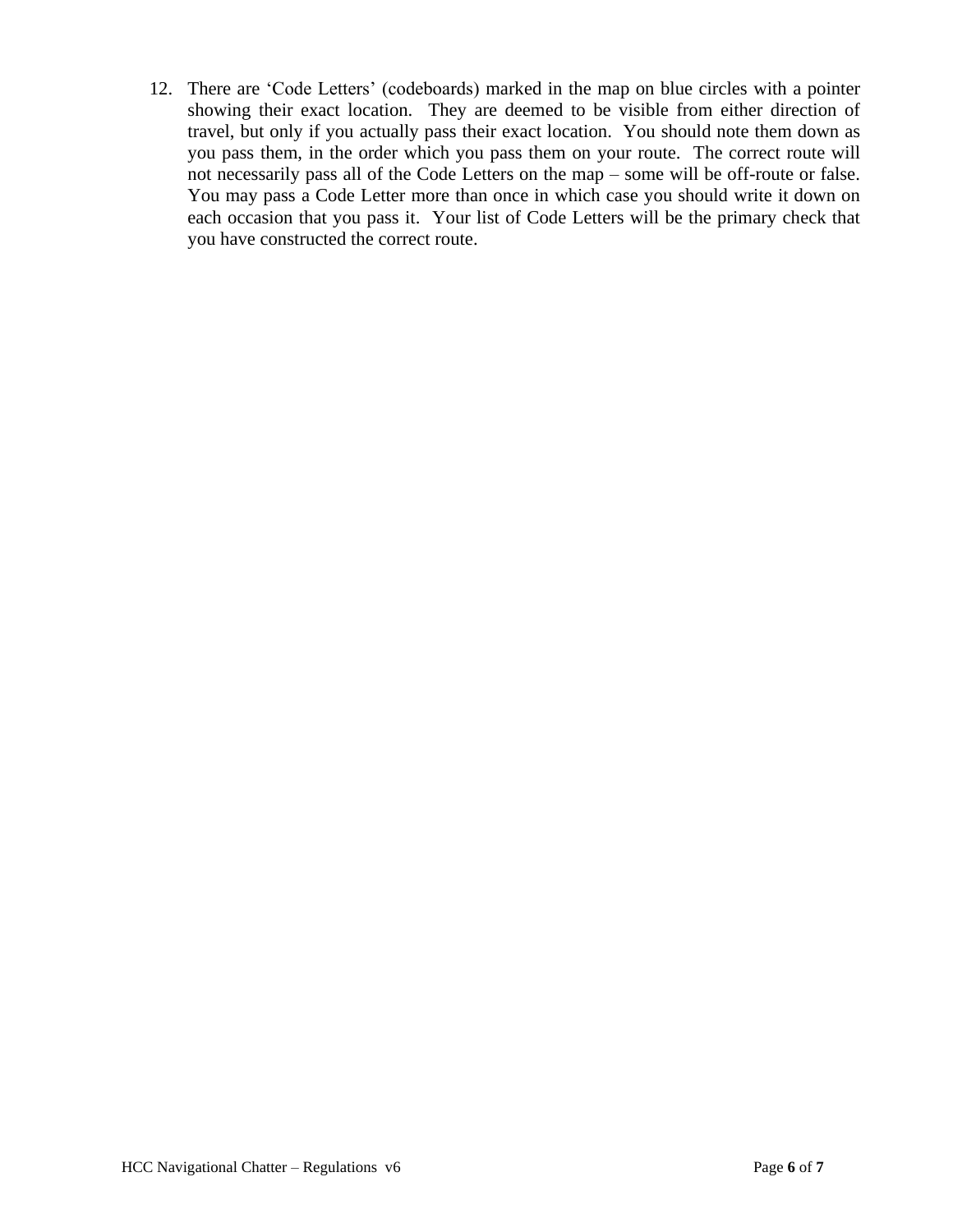12. There are ‘Code Letters’ (codeboards) marked in the map on blue circles with a pointer showing their exact location. They are deemed to be visible from either direction of travel, but only if you actually pass their exact location. You should note them down as you pass them, in the order which you pass them on your route. The correct route will not necessarily pass all of the Code Letters on the map – some will be off-route or false. You may pass a Code Letter more than once in which case you should write it down on each occasion that you pass it. Your list of Code Letters will be the primary check that you have constructed the correct route.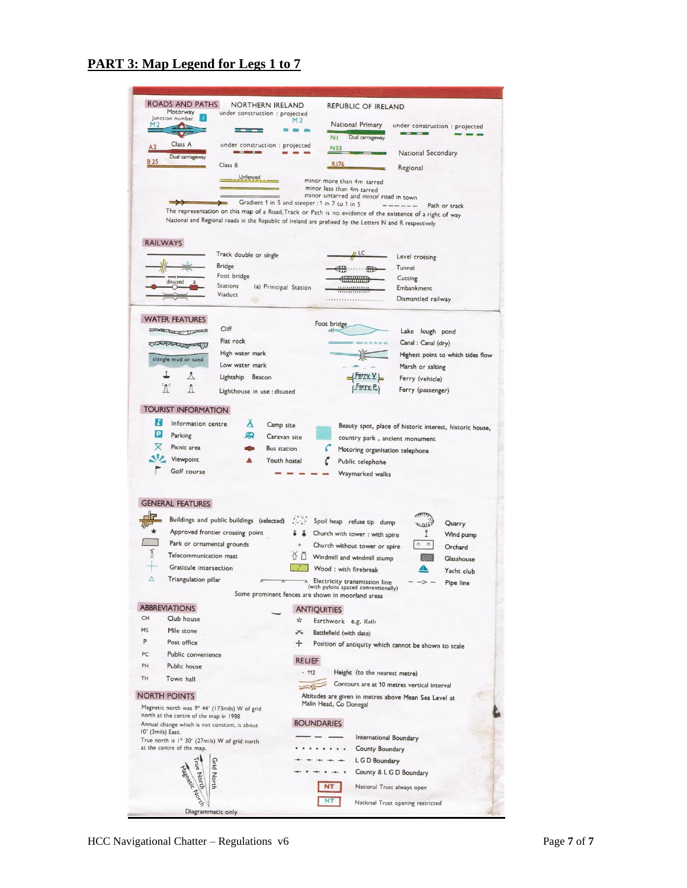## PART 3: Map Legend for Legs 1 to 7

### ROADS AND PATHS

NORTHERN IRELAND

Motorway — Junction number 3 — M2 — under construction : projected — M 2

Class A — A2 — Dual carriageway — under construction : projected

B 25 — Class B

REPUBLIC OF IRELAND

National Primary — N1 — Dual carriageway — under construction : projected

N53 — National Secondary

R176 — Regional

Unfenced

minor more than 4m tarred

minor less than 4m tarred

minor untarred and minor road in town

Gradient 1 in 5 and steeper : 1 in 7 to 1 in 5

Path or track

The representation on this map of a Road, Track or Path is no evidence of the existence of a right of way

National and Regional roads in the Republic of Ireland are prefixed by the Letters N and R respectively

### RAILWAYS

Track double or single

Bridge

Foot bridge

Stations (a) Principal Station — disused — a

Viaduct

Level crossing — LC

Tunnel

Cutting

Embankment

Dismantled railway

### WATER FEATURES

Cliff

Flat rock

High water mark

Low water mark — shingle mud or sand

Lightship Beacon

Lighthouse in use : disused

Foot bridge

Lake lough pond

Canal : Canal (dry)

Highest point to which tides flow

Marsh or salting

Ferry (vehicle) — Ferry V

Ferry (passenger) — Ferry P

### TOURIST INFORMATION

Information centre

Parking

Picnic area

Viewpoint

Golf course

Camp site

Caravan site

Bus station

Youth hostel

Beauty spot, place of historic interest, historic house, country park , ancient monument

Motoring organisation telephone

Public telephone

Waymarked walks

### GENERAL FEATURES

Buildings and public buildings (selected)

Approved frontier crossing point

Park or ornamental grounds

Telecommunication mast

Graticule intersection

Triangulation pillar

Spoil heap refuse tip dump

Church with tower : with spire

Church without tower or spire

Windmill and windmill stump

Wood : with firebreak

Electricity transmission line (with pylons spaced conventionally)

Quarry

Wind pump

Orchard

Glasshouse

Yacht club

Pipe line

Some prominent fences are shown in moorland areas

### ABBREVIATIONS

| | |
|---|---|
| CH | Club house |
| MS | Mile stone |
| P | Post office |
| PC | Public convenience |
| PH | Public house |
| TH | Town hall |

### ANTIQUITIES

Earthwork e.g. Rath

Battlefield (with date)

Position of antiquity which cannot be shown to scale

### RELIEF

· 112 Height (to the nearest metre)

50 Contours are at 10 metres vertical interval

Altitudes are given in metres above Mean Sea Level at Malin Head, Co Donegal

### NORTH POINTS

Magnetic north was 9° 44' (173mils) W of grid north at the centre of the map in 1988

Annual change which is not constant, is about 10' (3mils) East.

True north is 1° 30' (27mils) W of grid north at the centre of the map.

Magnetic North — True North — Grid North

Diagrammatic only

### BOUNDARIES

International Boundary

County Boundary

L G D Boundary

County & L G D Boundary

NT — National Trust always open

NT — National Trust opening restricted